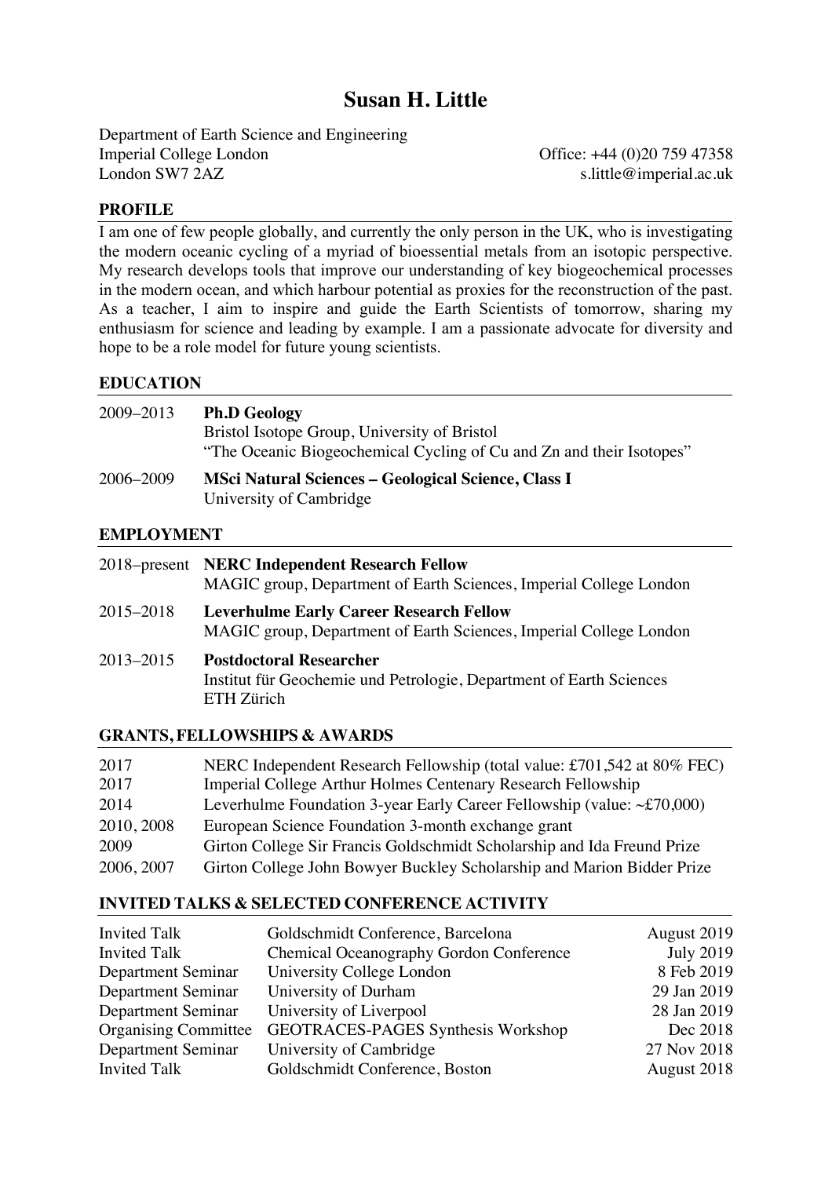# Susan H. Little

Department of Earth Science and Engineering
Imperial College London
London SW7 2AZ

Office: +44 (0)20 759 47358
s.little@imperial.ac.uk

## PROFILE

I am one of few people globally, and currently the only person in the UK, who is investigating the modern oceanic cycling of a myriad of bioessential metals from an isotopic perspective. My research develops tools that improve our understanding of key biogeochemical processes in the modern ocean, and which harbour potential as proxies for the reconstruction of the past. As a teacher, I aim to inspire and guide the Earth Scientists of tomorrow, sharing my enthusiasm for science and leading by example. I am a passionate advocate for diversity and hope to be a role model for future young scientists.

## EDUCATION

| | |
|---|---|
| 2009–2013 | **Ph.D Geology**<br>Bristol Isotope Group, University of Bristol<br>"The Oceanic Biogeochemical Cycling of Cu and Zn and their Isotopes" |
| 2006–2009 | **MSci Natural Sciences – Geological Science, Class I**<br>University of Cambridge |

## EMPLOYMENT

| | |
|---|---|
| 2018–present | **NERC Independent Research Fellow**<br>MAGIC group, Department of Earth Sciences, Imperial College London |
| 2015–2018 | **Leverhulme Early Career Research Fellow**<br>MAGIC group, Department of Earth Sciences, Imperial College London |
| 2013–2015 | **Postdoctoral Researcher**<br>Institut für Geochemie und Petrologie, Department of Earth Sciences<br>ETH Zürich |

## GRANTS, FELLOWSHIPS & AWARDS

| | |
|---|---|
| 2017 | NERC Independent Research Fellowship (total value: £701,542 at 80% FEC) |
| 2017 | Imperial College Arthur Holmes Centenary Research Fellowship |
| 2014 | Leverhulme Foundation 3-year Early Career Fellowship (value: ~£70,000) |
| 2010, 2008 | European Science Foundation 3-month exchange grant |
| 2009 | Girton College Sir Francis Goldschmidt Scholarship and Ida Freund Prize |
| 2006, 2007 | Girton College John Bowyer Buckley Scholarship and Marion Bidder Prize |

## INVITED TALKS & SELECTED CONFERENCE ACTIVITY

| | | |
|---|---|---|
| Invited Talk | Goldschmidt Conference, Barcelona | August 2019 |
| Invited Talk | Chemical Oceanography Gordon Conference | July 2019 |
| Department Seminar | University College London | 8 Feb 2019 |
| Department Seminar | University of Durham | 29 Jan 2019 |
| Department Seminar | University of Liverpool | 28 Jan 2019 |
| Organising Committee | GEOTRACES-PAGES Synthesis Workshop | Dec 2018 |
| Department Seminar | University of Cambridge | 27 Nov 2018 |
| Invited Talk | Goldschmidt Conference, Boston | August 2018 |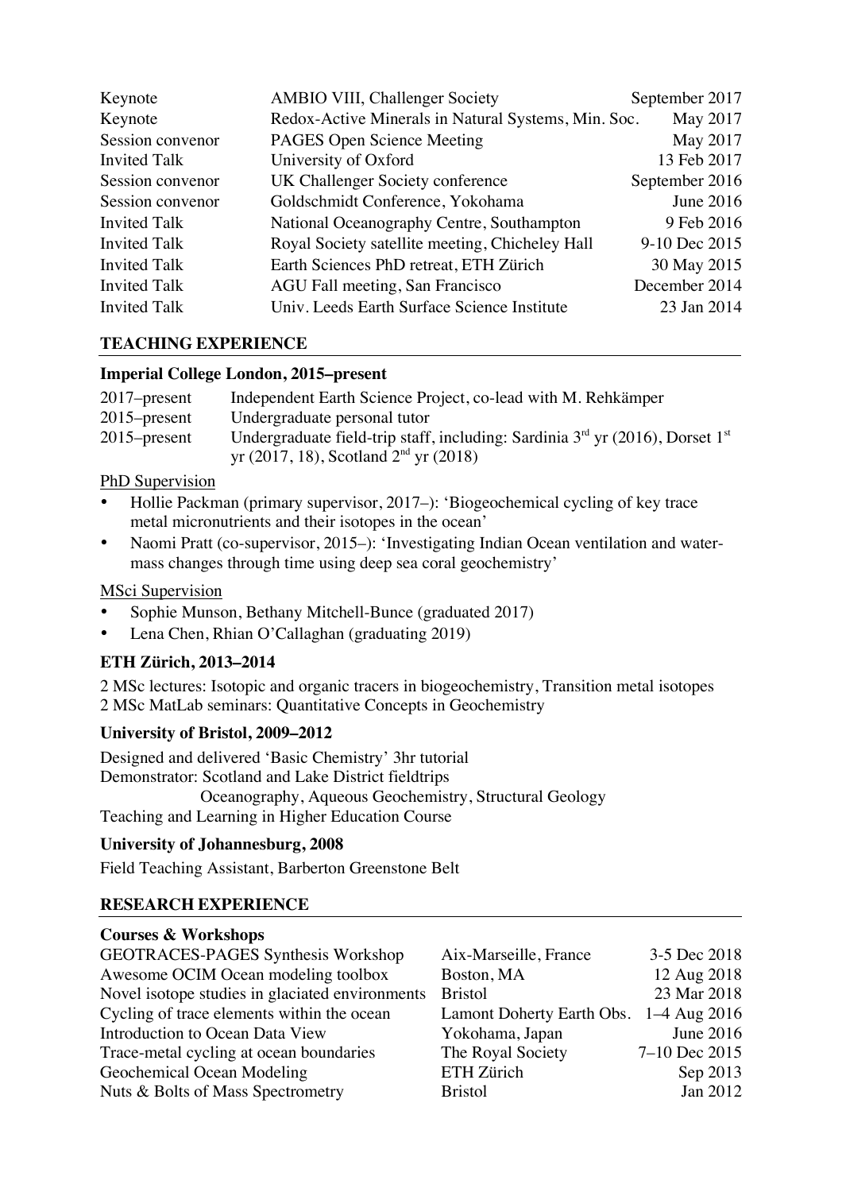| | | |
|---|---|---|
| Keynote | AMBIO VIII, Challenger Society | September 2017 |
| Keynote | Redox-Active Minerals in Natural Systems, Min. Soc. | May 2017 |
| Session convenor | PAGES Open Science Meeting | May 2017 |
| Invited Talk | University of Oxford | 13 Feb 2017 |
| Session convenor | UK Challenger Society conference | September 2016 |
| Session convenor | Goldschmidt Conference, Yokohama | June 2016 |
| Invited Talk | National Oceanography Centre, Southampton | 9 Feb 2016 |
| Invited Talk | Royal Society satellite meeting, Chicheley Hall | 9-10 Dec 2015 |
| Invited Talk | Earth Sciences PhD retreat, ETH Zürich | 30 May 2015 |
| Invited Talk | AGU Fall meeting, San Francisco | December 2014 |
| Invited Talk | Univ. Leeds Earth Surface Science Institute | 23 Jan 2014 |

## TEACHING EXPERIENCE

**Imperial College London, 2015–present**

| | |
|---|---|
| 2017–present | Independent Earth Science Project, co-lead with M. Rehkämper |
| 2015–present | Undergraduate personal tutor |
| 2015–present | Undergraduate field-trip staff, including: Sardinia 3rd yr (2016), Dorset 1st yr (2017, 18), Scotland 2nd yr (2018) |

PhD Supervision

- Hollie Packman (primary supervisor, 2017–): 'Biogeochemical cycling of key trace metal micronutrients and their isotopes in the ocean'
- Naomi Pratt (co-supervisor, 2015–): 'Investigating Indian Ocean ventilation and water-mass changes through time using deep sea coral geochemistry'

MSci Supervision

- Sophie Munson, Bethany Mitchell-Bunce (graduated 2017)
- Lena Chen, Rhian O'Callaghan (graduating 2019)

**ETH Zürich, 2013–2014**

2 MSc lectures: Isotopic and organic tracers in biogeochemistry, Transition metal isotopes
2 MSc MatLab seminars: Quantitative Concepts in Geochemistry

**University of Bristol, 2009–2012**

Designed and delivered 'Basic Chemistry' 3hr tutorial
Demonstrator: Scotland and Lake District fieldtrips
Oceanography, Aqueous Geochemistry, Structural Geology
Teaching and Learning in Higher Education Course

**University of Johannesburg, 2008**

Field Teaching Assistant, Barberton Greenstone Belt

## RESEARCH EXPERIENCE

**Courses & Workshops**

| | | |
|---|---|---|
| GEOTRACES-PAGES Synthesis Workshop | Aix-Marseille, France | 3-5 Dec 2018 |
| Awesome OCIM Ocean modeling toolbox | Boston, MA | 12 Aug 2018 |
| Novel isotope studies in glaciated environments | Bristol | 23 Mar 2018 |
| Cycling of trace elements within the ocean | Lamont Doherty Earth Obs. | 1–4 Aug 2016 |
| Introduction to Ocean Data View | Yokohama, Japan | June 2016 |
| Trace-metal cycling at ocean boundaries | The Royal Society | 7–10 Dec 2015 |
| Geochemical Ocean Modeling | ETH Zürich | Sep 2013 |
| Nuts & Bolts of Mass Spectrometry | Bristol | Jan 2012 |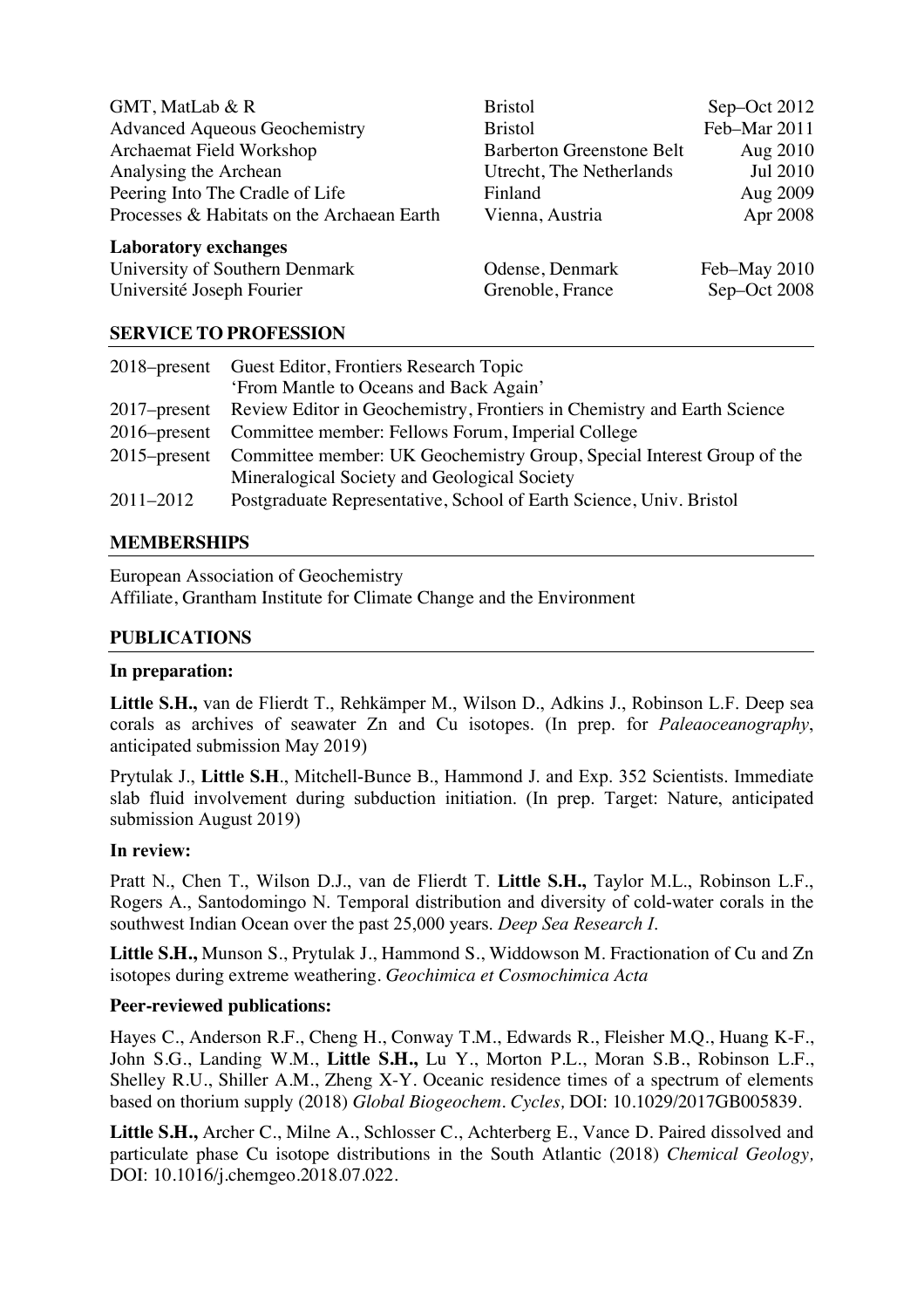| | | |
|---|---|---|
| GMT, MatLab & R | Bristol | Sep–Oct 2012 |
| Advanced Aqueous Geochemistry | Bristol | Feb–Mar 2011 |
| Archaemat Field Workshop | Barberton Greenstone Belt | Aug 2010 |
| Analysing the Archean | Utrecht, The Netherlands | Jul 2010 |
| Peering Into The Cradle of Life | Finland | Aug 2009 |
| Processes & Habitats on the Archaean Earth | Vienna, Austria | Apr 2008 |

**Laboratory exchanges**

| | | |
|---|---|---|
| University of Southern Denmark | Odense, Denmark | Feb–May 2010 |
| Université Joseph Fourier | Grenoble, France | Sep–Oct 2008 |

## SERVICE TO PROFESSION

| | |
|---|---|
| 2018–present | Guest Editor, Frontiers Research Topic 'From Mantle to Oceans and Back Again' |
| 2017–present | Review Editor in Geochemistry, Frontiers in Chemistry and Earth Science |
| 2016–present | Committee member: Fellows Forum, Imperial College |
| 2015–present | Committee member: UK Geochemistry Group, Special Interest Group of the Mineralogical Society and Geological Society |
| 2011–2012 | Postgraduate Representative, School of Earth Science, Univ. Bristol |

## MEMBERSHIPS

European Association of Geochemistry
Affiliate, Grantham Institute for Climate Change and the Environment

## PUBLICATIONS

### In preparation:

**Little S.H.,** van de Flierdt T., Rehkämper M., Wilson D., Adkins J., Robinson L.F. Deep sea corals as archives of seawater Zn and Cu isotopes. (In prep. for *Paleaoceanography*, anticipated submission May 2019)

Prytulak J., **Little S.H**., Mitchell-Bunce B., Hammond J. and Exp. 352 Scientists. Immediate slab fluid involvement during subduction initiation. (In prep. Target: Nature, anticipated submission August 2019)

### In review:

Pratt N., Chen T., Wilson D.J., van de Flierdt T. **Little S.H.,** Taylor M.L., Robinson L.F., Rogers A., Santodomingo N. Temporal distribution and diversity of cold-water corals in the southwest Indian Ocean over the past 25,000 years. *Deep Sea Research I.*

**Little S.H.,** Munson S., Prytulak J., Hammond S., Widdowson M. Fractionation of Cu and Zn isotopes during extreme weathering. *Geochimica et Cosmochimica Acta*

### Peer-reviewed publications:

Hayes C., Anderson R.F., Cheng H., Conway T.M., Edwards R., Fleisher M.Q., Huang K-F., John S.G., Landing W.M., **Little S.H.,** Lu Y., Morton P.L., Moran S.B., Robinson L.F., Shelley R.U., Shiller A.M., Zheng X-Y. Oceanic residence times of a spectrum of elements based on thorium supply (2018) *Global Biogeochem. Cycles,* DOI: 10.1029/2017GB005839.

**Little S.H.,** Archer C., Milne A., Schlosser C., Achterberg E., Vance D. Paired dissolved and particulate phase Cu isotope distributions in the South Atlantic (2018) *Chemical Geology,* DOI: 10.1016/j.chemgeo.2018.07.022.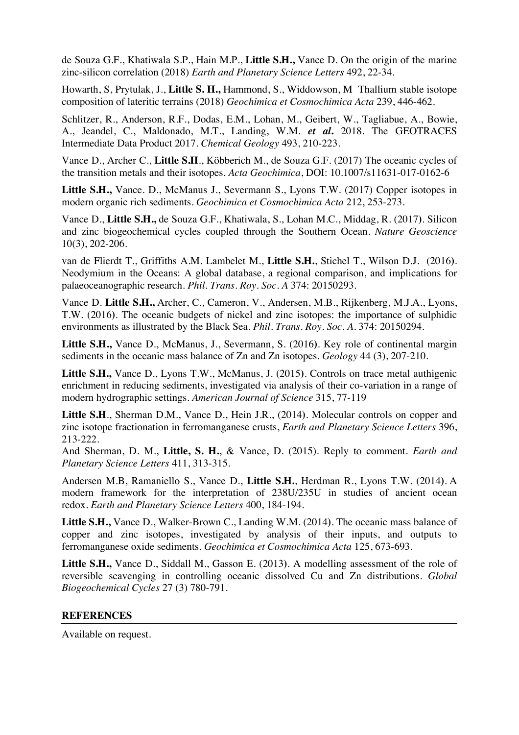de Souza G.F., Khatiwala S.P., Hain M.P., **Little S.H.,** Vance D. On the origin of the marine zinc-silicon correlation (2018) *Earth and Planetary Science Letters* 492, 22-34.

Howarth, S, Prytulak, J., **Little S. H.,** Hammond, S., Widdowson, M Thallium stable isotope composition of lateritic terrains (2018) *Geochimica et Cosmochimica Acta* 239, 446-462.

Schlitzer, R., Anderson, R.F., Dodas, E.M., Lohan, M., Geibert, W., Tagliabue, A., Bowie, A., Jeandel, C., Maldonado, M.T., Landing, W.M. ***et al.*** 2018. The GEOTRACES Intermediate Data Product 2017. *Chemical Geology* 493, 210-223.

Vance D., Archer C., **Little S.H**., Köbberich M., de Souza G.F. (2017) The oceanic cycles of the transition metals and their isotopes. *Acta Geochimica*, DOI: 10.1007/s11631-017-0162-6

**Little S.H.,** Vance. D., McManus J., Severmann S., Lyons T.W. (2017) Copper isotopes in modern organic rich sediments. *Geochimica et Cosmochimica Acta* 212, 253-273.

Vance D., **Little S.H.,** de Souza G.F., Khatiwala, S., Lohan M.C., Middag, R. (2017). Silicon and zinc biogeochemical cycles coupled through the Southern Ocean. *Nature Geoscience* 10(3), 202-206.

van de Flierdt T., Griffiths A.M. Lambelet M., **Little S.H.**, Stichel T., Wilson D.J. (2016). Neodymium in the Oceans: A global database, a regional comparison, and implications for palaeoceanographic research. *Phil. Trans. Roy. Soc. A* 374: 20150293.

Vance D. **Little S.H.,** Archer, C., Cameron, V., Andersen, M.B., Rijkenberg, M.J.A., Lyons, T.W. (2016). The oceanic budgets of nickel and zinc isotopes: the importance of sulphidic environments as illustrated by the Black Sea. *Phil. Trans. Roy. Soc. A.* 374: 20150294.

**Little S.H.,** Vance D., McManus, J., Severmann, S. (2016). Key role of continental margin sediments in the oceanic mass balance of Zn and Zn isotopes. *Geology* 44 (3), 207-210.

**Little S.H.,** Vance D., Lyons T.W., McManus, J. (2015). Controls on trace metal authigenic enrichment in reducing sediments, investigated via analysis of their co-variation in a range of modern hydrographic settings. *American Journal of Science* 315, 77-119

**Little S.H**., Sherman D.M., Vance D., Hein J.R., (2014). Molecular controls on copper and zinc isotope fractionation in ferromanganese crusts, *Earth and Planetary Science Letters* 396, 213-222.
And Sherman, D. M., **Little, S. H.**, & Vance, D. (2015). Reply to comment. *Earth and Planetary Science Letters* 411, 313-315.

Andersen M.B, Ramaniello S., Vance D., **Little S.H.**, Herdman R., Lyons T.W. (2014). A modern framework for the interpretation of 238U/235U in studies of ancient ocean redox. *Earth and Planetary Science Letters* 400, 184-194.

**Little S.H.,** Vance D., Walker-Brown C., Landing W.M. (2014). The oceanic mass balance of copper and zinc isotopes, investigated by analysis of their inputs, and outputs to ferromanganese oxide sediments. *Geochimica et Cosmochimica Acta* 125, 673-693.

**Little S.H.,** Vance D., Siddall M., Gasson E. (2013). A modelling assessment of the role of reversible scavenging in controlling oceanic dissolved Cu and Zn distributions. *Global Biogeochemical Cycles* 27 (3) 780-791.

## REFERENCES

Available on request.